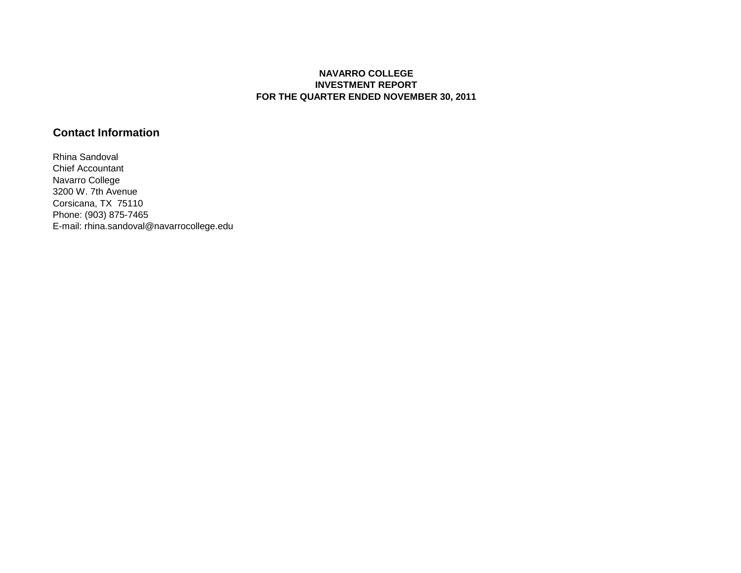# NAVARRO COLLEGE
# INVESTMENT REPORT
# FOR THE QUARTER ENDED NOVEMBER 30, 2011

## Contact Information

Rhina Sandoval
Chief Accountant
Navarro College
3200 W. 7th Avenue
Corsicana, TX 75110
Phone: (903) 875-7465
E-mail: rhina.sandoval@navarrocollege.edu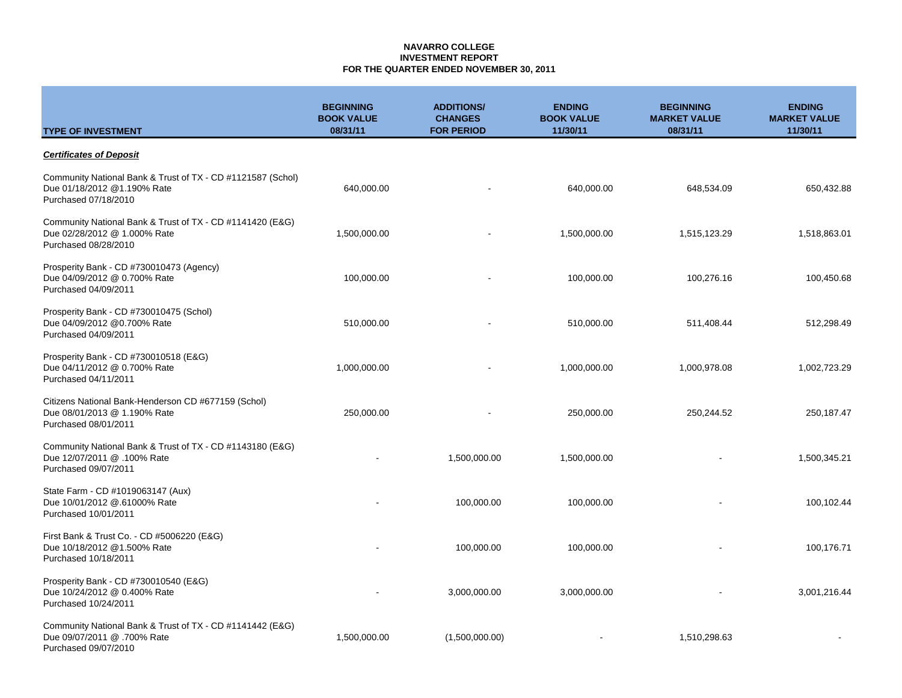**NAVARRO COLLEGE**
**INVESTMENT REPORT**
**FOR THE QUARTER ENDED NOVEMBER 30, 2011**

| TYPE OF INVESTMENT | BEGINNING BOOK VALUE 08/31/11 | ADDITIONS/ CHANGES FOR PERIOD | ENDING BOOK VALUE 11/30/11 | BEGINNING MARKET VALUE 08/31/11 | ENDING MARKET VALUE 11/30/11 |
|---|---|---|---|---|---|
| ***Certificates of Deposit*** | | | | | |
| Community National Bank & Trust of TX - CD #1121587 (Schol)<br>Due 01/18/2012 @1.190% Rate<br>Purchased 07/18/2010 | 640,000.00 | - | 640,000.00 | 648,534.09 | 650,432.88 |
| Community National Bank & Trust of TX - CD #1141420 (E&G)<br>Due 02/28/2012 @ 1.000% Rate<br>Purchased 08/28/2010 | 1,500,000.00 | - | 1,500,000.00 | 1,515,123.29 | 1,518,863.01 |
| Prosperity Bank - CD #730010473 (Agency)<br>Due 04/09/2012 @ 0.700% Rate<br>Purchased 04/09/2011 | 100,000.00 | - | 100,000.00 | 100,276.16 | 100,450.68 |
| Prosperity Bank - CD #730010475 (Schol)<br>Due 04/09/2012 @0.700% Rate<br>Purchased 04/09/2011 | 510,000.00 | - | 510,000.00 | 511,408.44 | 512,298.49 |
| Prosperity Bank - CD #730010518 (E&G)<br>Due 04/11/2012 @ 0.700% Rate<br>Purchased 04/11/2011 | 1,000,000.00 | - | 1,000,000.00 | 1,000,978.08 | 1,002,723.29 |
| Citizens National Bank-Henderson CD #677159 (Schol)<br>Due 08/01/2013 @ 1.190% Rate<br>Purchased 08/01/2011 | 250,000.00 | - | 250,000.00 | 250,244.52 | 250,187.47 |
| Community National Bank & Trust of TX - CD #1143180 (E&G)<br>Due 12/07/2011 @ .100% Rate<br>Purchased 09/07/2011 | - | 1,500,000.00 | 1,500,000.00 | - | 1,500,345.21 |
| State Farm - CD #1019063147 (Aux)<br>Due 10/01/2012 @.61000% Rate<br>Purchased 10/01/2011 | - | 100,000.00 | 100,000.00 | - | 100,102.44 |
| First Bank & Trust Co. - CD #5006220 (E&G)<br>Due 10/18/2012 @1.500% Rate<br>Purchased 10/18/2011 | - | 100,000.00 | 100,000.00 | - | 100,176.71 |
| Prosperity Bank - CD #730010540 (E&G)<br>Due 10/24/2012 @ 0.400% Rate<br>Purchased 10/24/2011 | - | 3,000,000.00 | 3,000,000.00 | - | 3,001,216.44 |
| Community National Bank & Trust of TX - CD #1141442 (E&G)<br>Due 09/07/2011 @ .700% Rate<br>Purchased 09/07/2010 | 1,500,000.00 | (1,500,000.00) | - | 1,510,298.63 | - |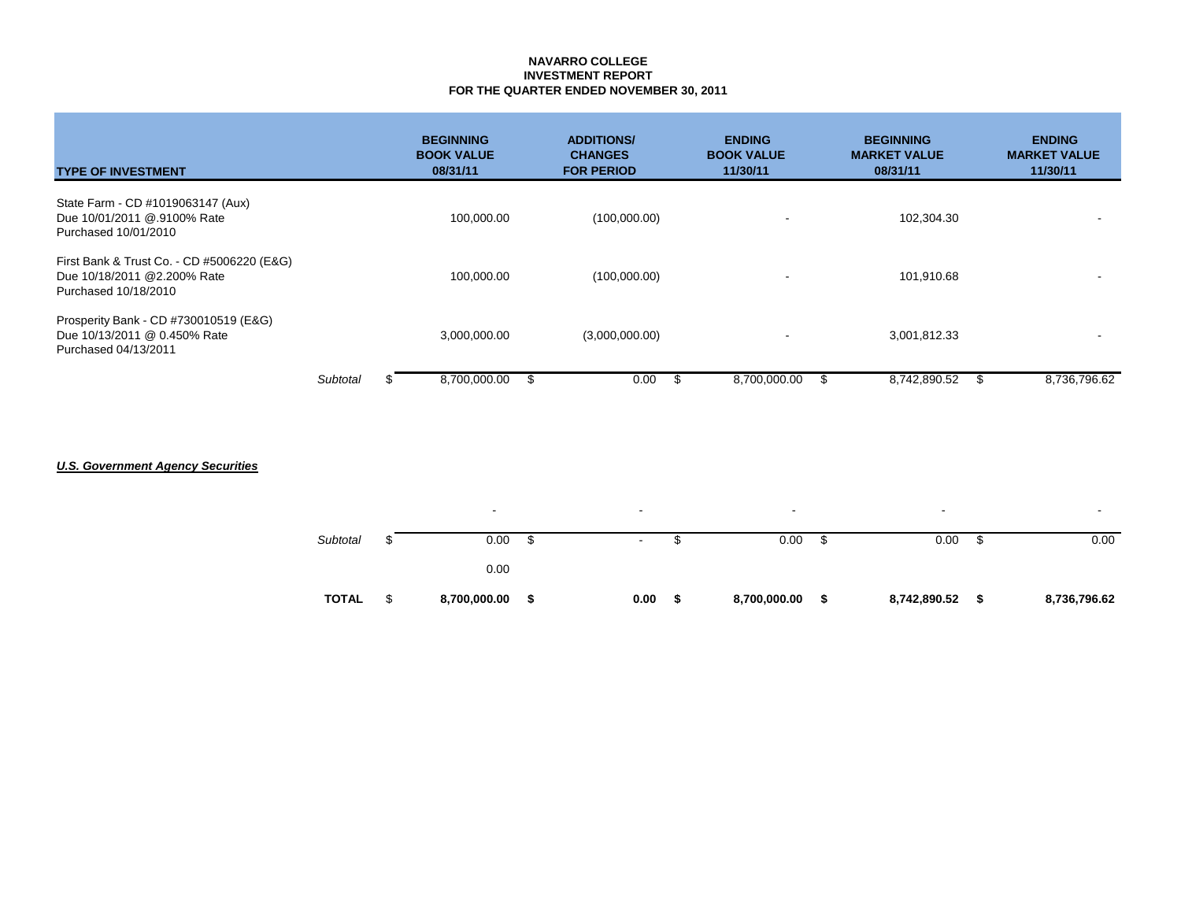**NAVARRO COLLEGE**
**INVESTMENT REPORT**
**FOR THE QUARTER ENDED NOVEMBER 30, 2011**

| TYPE OF INVESTMENT | | BEGINNING BOOK VALUE 08/31/11 | ADDITIONS/ CHANGES FOR PERIOD | ENDING BOOK VALUE 11/30/11 | BEGINNING MARKET VALUE 08/31/11 | ENDING MARKET VALUE 11/30/11 |
|---|---|---|---|---|---|---|
| State Farm - CD #1019063147 (Aux) Due 10/01/2011 @.9100% Rate Purchased 10/01/2010 | | 100,000.00 | (100,000.00) | - | 102,304.30 | - |
| First Bank & Trust Co. - CD #5006220 (E&G) Due 10/18/2011 @2.200% Rate Purchased 10/18/2010 | | 100,000.00 | (100,000.00) | - | 101,910.68 | - |
| Prosperity Bank - CD #730010519 (E&G) Due 10/13/2011 @ 0.450% Rate Purchased 04/13/2011 | | 3,000,000.00 | (3,000,000.00) | - | 3,001,812.33 | - |
| | *Subtotal* | $ 8,700,000.00 | $ 0.00 | $ 8,700,000.00 | $ 8,742,890.52 | $ 8,736,796.62 |
| ***U.S. Government Agency Securities*** | | | | | | |
| | | - | - | - | - | - |
| | *Subtotal* | $ 0.00 | $ - | $ 0.00 | $ 0.00 | $ 0.00 |
| | | 0.00 | | | | |
| | **TOTAL** | **$ 8,700,000.00** | **$ 0.00** | **$ 8,700,000.00** | **$ 8,742,890.52** | **$ 8,736,796.62** |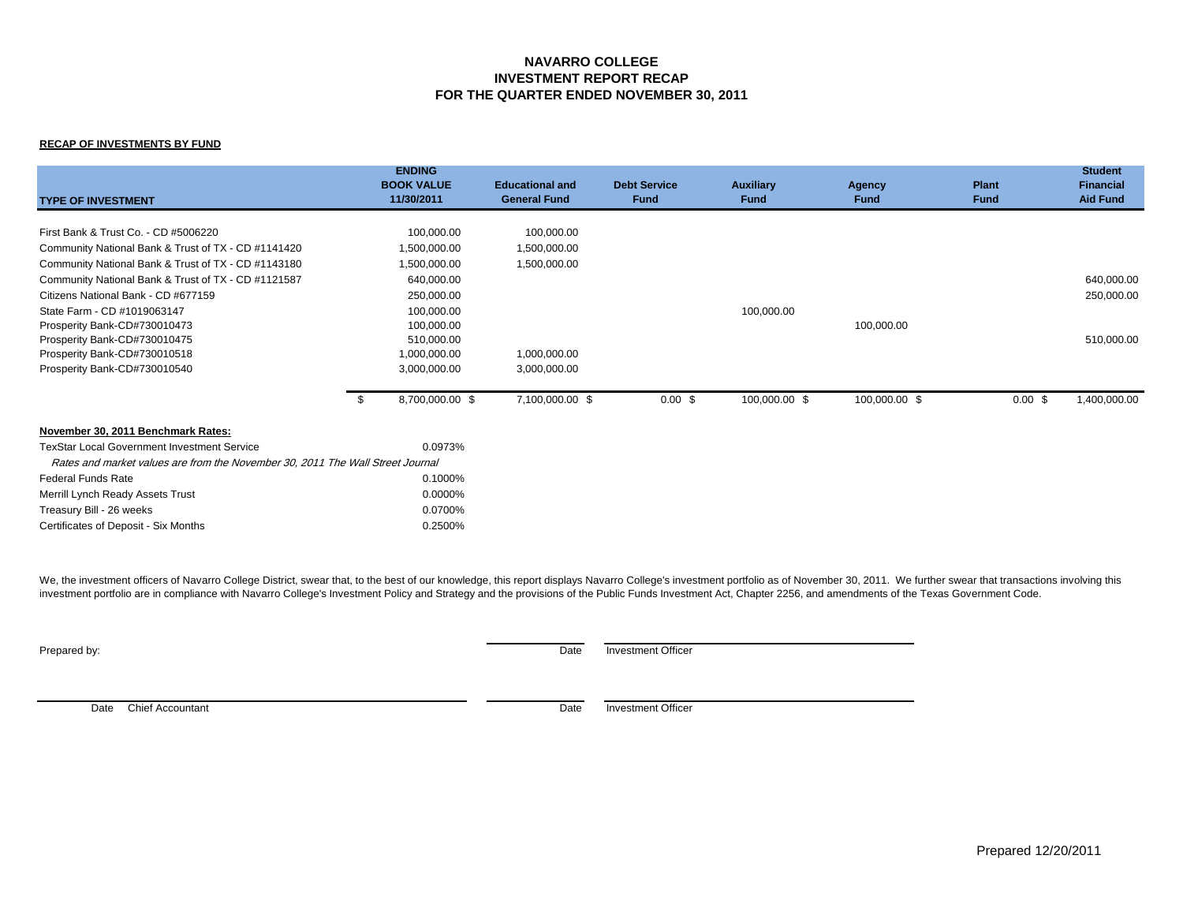# NAVARRO COLLEGE
## INVESTMENT REPORT RECAP
## FOR THE QUARTER ENDED NOVEMBER 30, 2011

**RECAP OF INVESTMENTS BY FUND**

| TYPE OF INVESTMENT | ENDING BOOK VALUE 11/30/2011 | Educational and General Fund | Debt Service Fund | Auxiliary Fund | Agency Fund | Plant Fund | Student Financial Aid Fund |
|---|---|---|---|---|---|---|---|
| First Bank & Trust Co. - CD #5006220 | 100,000.00 | 100,000.00 | | | | | |
| Community National Bank & Trust of TX - CD #1141420 | 1,500,000.00 | 1,500,000.00 | | | | | |
| Community National Bank & Trust of TX - CD #1143180 | 1,500,000.00 | 1,500,000.00 | | | | | |
| Community National Bank & Trust of TX - CD #1121587 | 640,000.00 | | | | | | 640,000.00 |
| Citizens National Bank - CD #677159 | 250,000.00 | | | | | | 250,000.00 |
| State Farm - CD #1019063147 | 100,000.00 | | | 100,000.00 | | | |
| Prosperity Bank-CD#730010473 | 100,000.00 | | | | 100,000.00 | | |
| Prosperity Bank-CD#730010475 | 510,000.00 | | | | | | 510,000.00 |
| Prosperity Bank-CD#730010518 | 1,000,000.00 | 1,000,000.00 | | | | | |
| Prosperity Bank-CD#730010540 | 3,000,000.00 | 3,000,000.00 | | | | | |
| | $ 8,700,000.00 | $ 7,100,000.00 | $ 0.00 | $ 100,000.00 | $ 100,000.00 | $ 0.00 | $ 1,400,000.00 |

**November 30, 2011 Benchmark Rates:**

| | |
|---|---|
| TexStar Local Government Investment Service | 0.0973% |
| *Rates and market values are from the November 30, 2011 The Wall Street Journal* | |
| Federal Funds Rate | 0.1000% |
| Merrill Lynch Ready Assets Trust | 0.0000% |
| Treasury Bill - 26 weeks | 0.0700% |
| Certificates of Deposit - Six Months | 0.2500% |

We, the investment officers of Navarro College District, swear that, to the best of our knowledge, this report displays Navarro College's investment portfolio as of November 30, 2011. We further swear that transactions involving this investment portfolio are in compliance with Navarro College's Investment Policy and Strategy and the provisions of the Public Funds Investment Act, Chapter 2256, and amendments of the Texas Government Code.

Prepared by: ______________________ Date ______________________ Investment Officer

______________________ Date Chief Accountant ______________________ Date ______________________ Investment Officer

Prepared 12/20/2011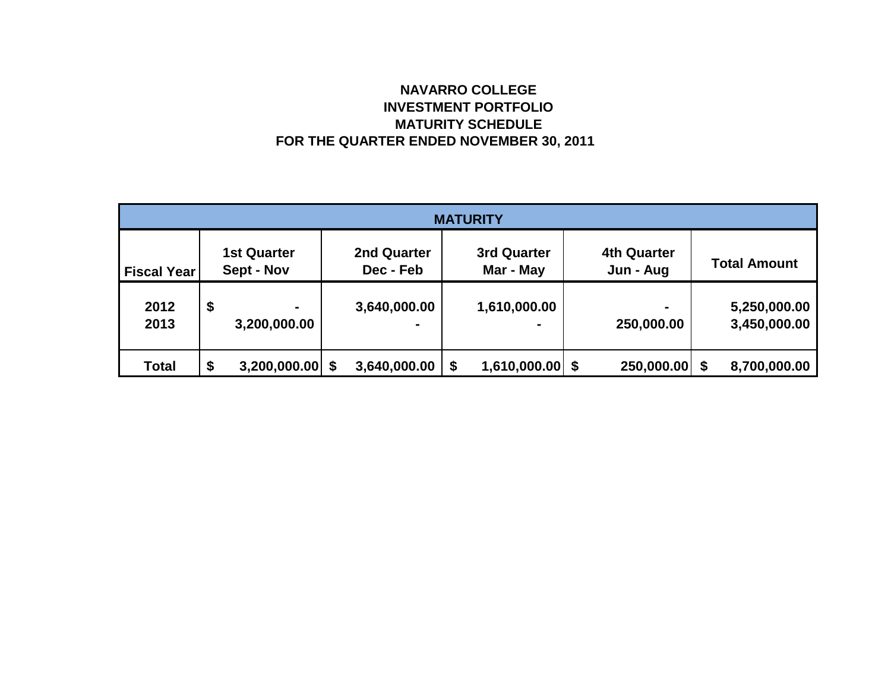# NAVARRO COLLEGE
## INVESTMENT PORTFOLIO
## MATURITY SCHEDULE
## FOR THE QUARTER ENDED NOVEMBER 30, 2011

| MATURITY | | | | | |
|---|---|---|---|---|---|
| Fiscal Year | 1st Quarter Sept - Nov | 2nd Quarter Dec - Feb | 3rd Quarter Mar - May | 4th Quarter Jun - Aug | Total Amount |
| 2012 | $ - | 3,640,000.00 | 1,610,000.00 | - | 5,250,000.00 |
| 2013 | 3,200,000.00 | - | - | 250,000.00 | 3,450,000.00 |
| Total | $ 3,200,000.00 | $ 3,640,000.00 | $ 1,610,000.00 | $ 250,000.00 | $ 8,700,000.00 |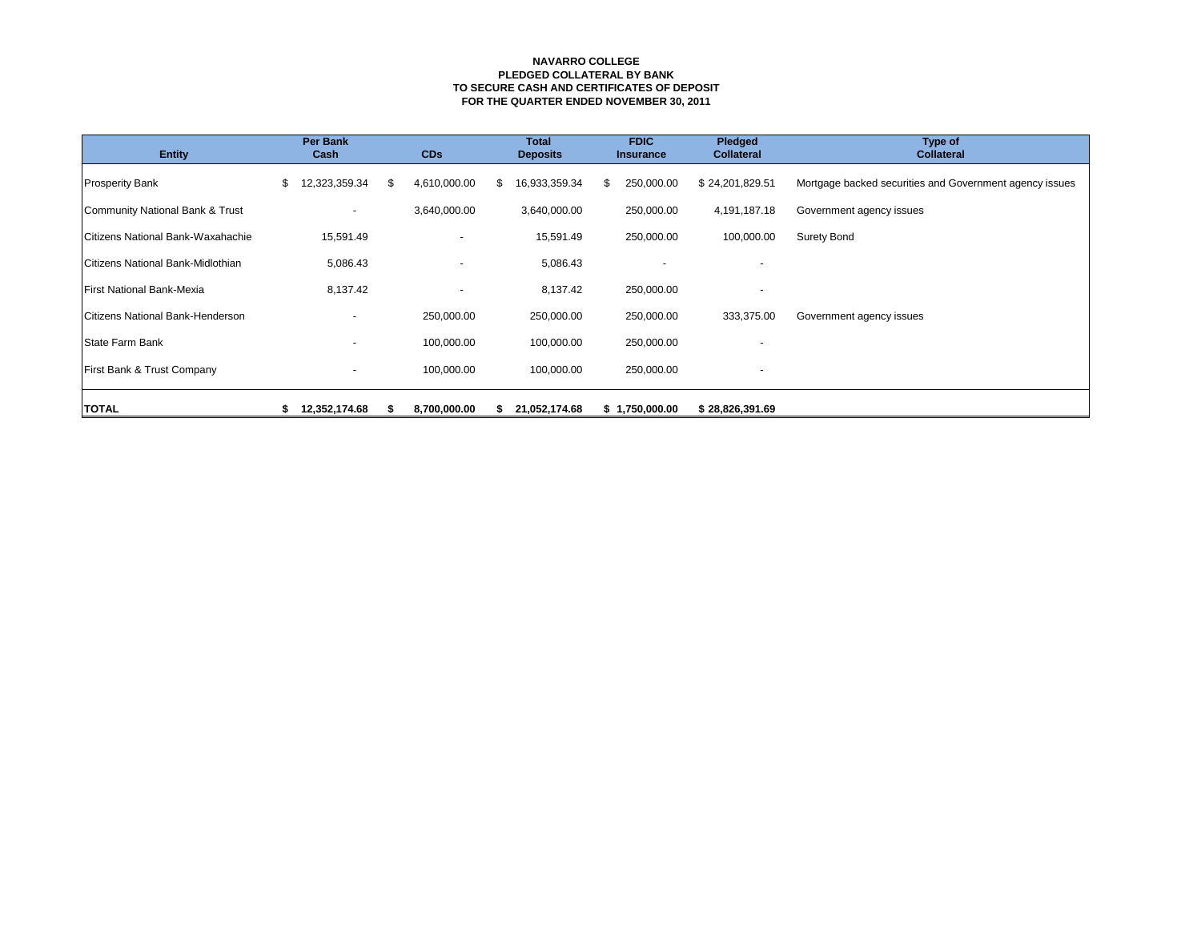**NAVARRO COLLEGE**
**PLEDGED COLLATERAL BY BANK**
**TO SECURE CASH AND CERTIFICATES OF DEPOSIT**
**FOR THE QUARTER ENDED NOVEMBER 30, 2011**

| Entity | Per Bank Cash | CDs | Total Deposits | FDIC Insurance | Pledged Collateral | Type of Collateral |
|---|---|---|---|---|---|---|
| Prosperity Bank | $ 12,323,359.34 | $ 4,610,000.00 | $ 16,933,359.34 | $ 250,000.00 | $ 24,201,829.51 | Mortgage backed securities and Government agency issues |
| Community National Bank & Trust | - | 3,640,000.00 | 3,640,000.00 | 250,000.00 | 4,191,187.18 | Government agency issues |
| Citizens National Bank-Waxahachie | 15,591.49 | - | 15,591.49 | 250,000.00 | 100,000.00 | Surety Bond |
| Citizens National Bank-Midlothian | 5,086.43 | - | 5,086.43 | - | - | |
| First National Bank-Mexia | 8,137.42 | - | 8,137.42 | 250,000.00 | - | |
| Citizens National Bank-Henderson | - | 250,000.00 | 250,000.00 | 250,000.00 | 333,375.00 | Government agency issues |
| State Farm Bank | - | 100,000.00 | 100,000.00 | 250,000.00 | - | |
| First Bank & Trust Company | - | 100,000.00 | 100,000.00 | 250,000.00 | - | |
| **TOTAL** | **$ 12,352,174.68** | **$ 8,700,000.00** | **$ 21,052,174.68** | **$ 1,750,000.00** | **$ 28,826,391.69** | |